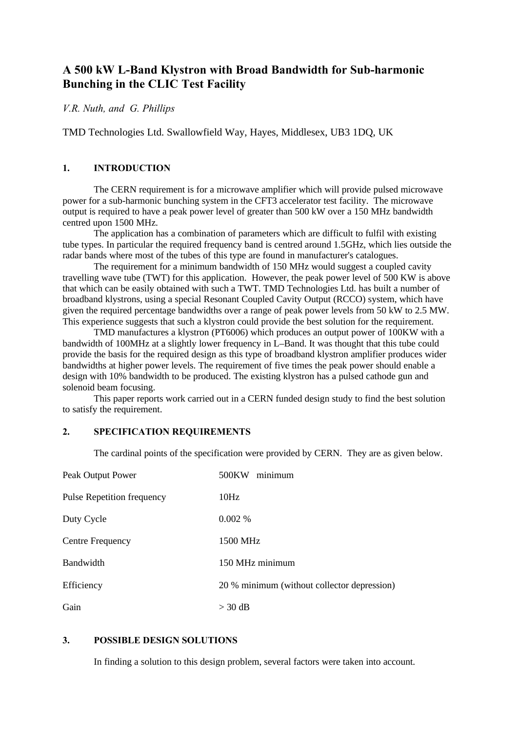# A 500 kW L-Band Klystron with Broad Bandwidth for Sub-harmonic Bunching in the CLIC Test Facility

*V.R. Nuth, and G. Phillips*

TMD Technologies Ltd. Swallowfield Way, Hayes, Middlesex, UB3 1DQ, UK

## 1. INTRODUCTION

The CERN requirement is for a microwave amplifier which will provide pulsed microwave power for a sub-harmonic bunching system in the CFT3 accelerator test facility. The microwave output is required to have a peak power level of greater than 500 kW over a 150 MHz bandwidth centred upon 1500 MHz.

The application has a combination of parameters which are difficult to fulfil with existing tube types. In particular the required frequency band is centred around 1.5GHz, which lies outside the radar bands where most of the tubes of this type are found in manufacturer's catalogues.

The requirement for a minimum bandwidth of 150 MHz would suggest a coupled cavity travelling wave tube (TWT) for this application. However, the peak power level of 500 KW is above that which can be easily obtained with such a TWT. TMD Technologies Ltd. has built a number of broadband klystrons, using a special Resonant Coupled Cavity Output (RCCO) system, which have given the required percentage bandwidths over a range of peak power levels from 50 kW to 2.5 MW. This experience suggests that such a klystron could provide the best solution for the requirement.

TMD manufactures a klystron (PT6006) which produces an output power of 100KW with a bandwidth of 100MHz at a slightly lower frequency in L–Band. It was thought that this tube could provide the basis for the required design as this type of broadband klystron amplifier produces wider bandwidths at higher power levels. The requirement of five times the peak power should enable a design with 10% bandwidth to be produced. The existing klystron has a pulsed cathode gun and solenoid beam focusing.

This paper reports work carried out in a CERN funded design study to find the best solution to satisfy the requirement.

## 2. SPECIFICATION REQUIREMENTS

The cardinal points of the specification were provided by CERN. They are as given below.

| | |
|---|---|
| Peak Output Power | 500KW minimum |
| Pulse Repetition frequency | 10Hz |
| Duty Cycle | 0.002 % |
| Centre Frequency | 1500 MHz |
| Bandwidth | 150 MHz minimum |
| Efficiency | 20 % minimum (without collector depression) |
| Gain | > 30 dB |

## 3. POSSIBLE DESIGN SOLUTIONS

In finding a solution to this design problem, several factors were taken into account.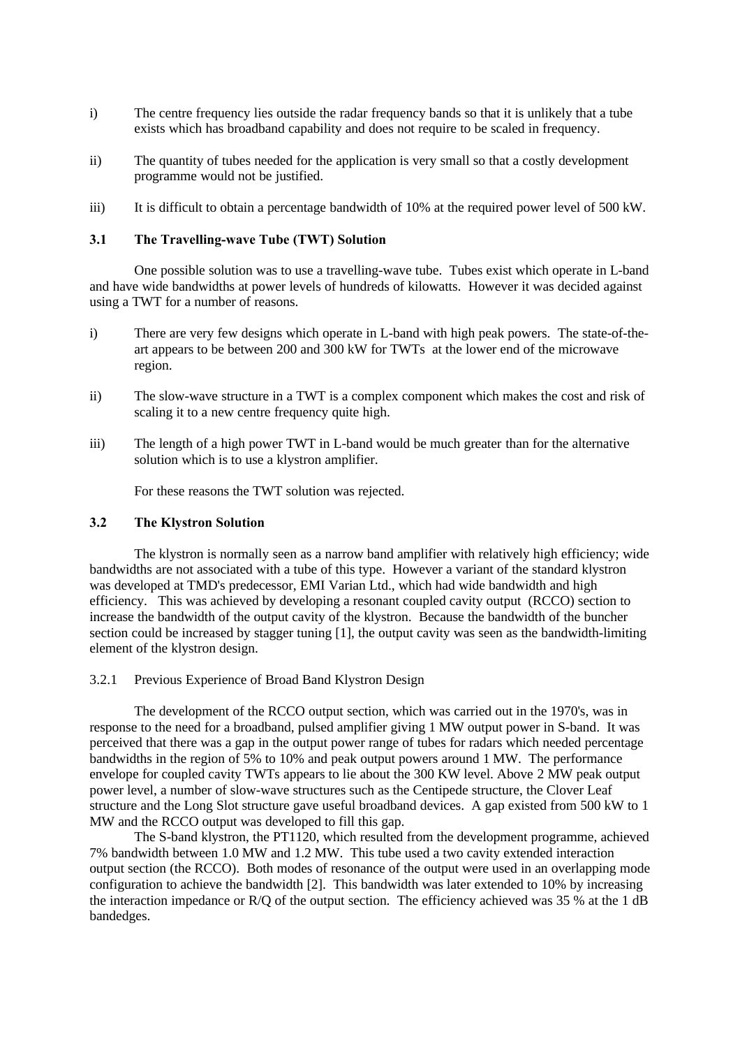i) The centre frequency lies outside the radar frequency bands so that it is unlikely that a tube exists which has broadband capability and does not require to be scaled in frequency.

ii) The quantity of tubes needed for the application is very small so that a costly development programme would not be justified.

iii) It is difficult to obtain a percentage bandwidth of 10% at the required power level of 500 kW.

### 3.1 The Travelling-wave Tube (TWT) Solution

One possible solution was to use a travelling-wave tube. Tubes exist which operate in L-band and have wide bandwidths at power levels of hundreds of kilowatts. However it was decided against using a TWT for a number of reasons.

i) There are very few designs which operate in L-band with high peak powers. The state-of-the-art appears to be between 200 and 300 kW for TWTs at the lower end of the microwave region.

ii) The slow-wave structure in a TWT is a complex component which makes the cost and risk of scaling it to a new centre frequency quite high.

iii) The length of a high power TWT in L-band would be much greater than for the alternative solution which is to use a klystron amplifier.

For these reasons the TWT solution was rejected.

### 3.2 The Klystron Solution

The klystron is normally seen as a narrow band amplifier with relatively high efficiency; wide bandwidths are not associated with a tube of this type. However a variant of the standard klystron was developed at TMD's predecessor, EMI Varian Ltd., which had wide bandwidth and high efficiency. This was achieved by developing a resonant coupled cavity output (RCCO) section to increase the bandwidth of the output cavity of the klystron. Because the bandwidth of the buncher section could be increased by stagger tuning [1], the output cavity was seen as the bandwidth-limiting element of the klystron design.

#### 3.2.1 Previous Experience of Broad Band Klystron Design

The development of the RCCO output section, which was carried out in the 1970's, was in response to the need for a broadband, pulsed amplifier giving 1 MW output power in S-band. It was perceived that there was a gap in the output power range of tubes for radars which needed percentage bandwidths in the region of 5% to 10% and peak output powers around 1 MW. The performance envelope for coupled cavity TWTs appears to lie about the 300 KW level. Above 2 MW peak output power level, a number of slow-wave structures such as the Centipede structure, the Clover Leaf structure and the Long Slot structure gave useful broadband devices. A gap existed from 500 kW to 1 MW and the RCCO output was developed to fill this gap.

The S-band klystron, the PT1120, which resulted from the development programme, achieved 7% bandwidth between 1.0 MW and 1.2 MW. This tube used a two cavity extended interaction output section (the RCCO). Both modes of resonance of the output were used in an overlapping mode configuration to achieve the bandwidth [2]. This bandwidth was later extended to 10% by increasing the interaction impedance or R/Q of the output section. The efficiency achieved was 35 % at the 1 dB bandedges.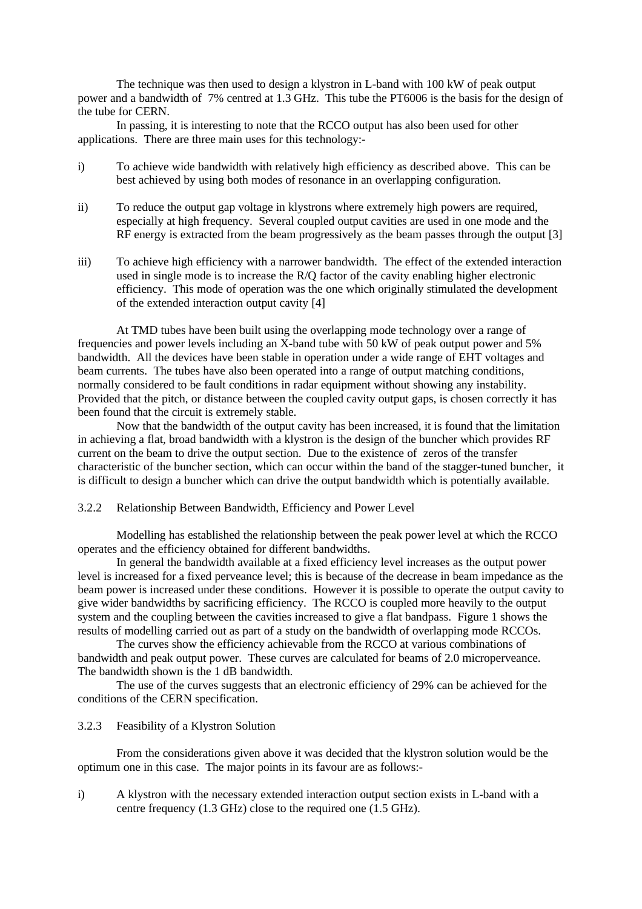The technique was then used to design a klystron in L-band with 100 kW of peak output power and a bandwidth of 7% centred at 1.3 GHz. This tube the PT6006 is the basis for the design of the tube for CERN.

In passing, it is interesting to note that the RCCO output has also been used for other applications. There are three main uses for this technology:-

i) To achieve wide bandwidth with relatively high efficiency as described above. This can be best achieved by using both modes of resonance in an overlapping configuration.

ii) To reduce the output gap voltage in klystrons where extremely high powers are required, especially at high frequency. Several coupled output cavities are used in one mode and the RF energy is extracted from the beam progressively as the beam passes through the output [3]

iii) To achieve high efficiency with a narrower bandwidth. The effect of the extended interaction used in single mode is to increase the R/Q factor of the cavity enabling higher electronic efficiency. This mode of operation was the one which originally stimulated the development of the extended interaction output cavity [4]

At TMD tubes have been built using the overlapping mode technology over a range of frequencies and power levels including an X-band tube with 50 kW of peak output power and 5% bandwidth. All the devices have been stable in operation under a wide range of EHT voltages and beam currents. The tubes have also been operated into a range of output matching conditions, normally considered to be fault conditions in radar equipment without showing any instability. Provided that the pitch, or distance between the coupled cavity output gaps, is chosen correctly it has been found that the circuit is extremely stable.

Now that the bandwidth of the output cavity has been increased, it is found that the limitation in achieving a flat, broad bandwidth with a klystron is the design of the buncher which provides RF current on the beam to drive the output section. Due to the existence of zeros of the transfer characteristic of the buncher section, which can occur within the band of the stagger-tuned buncher, it is difficult to design a buncher which can drive the output bandwidth which is potentially available.

### 3.2.2 Relationship Between Bandwidth, Efficiency and Power Level

Modelling has established the relationship between the peak power level at which the RCCO operates and the efficiency obtained for different bandwidths.

In general the bandwidth available at a fixed efficiency level increases as the output power level is increased for a fixed perveance level; this is because of the decrease in beam impedance as the beam power is increased under these conditions. However it is possible to operate the output cavity to give wider bandwidths by sacrificing efficiency. The RCCO is coupled more heavily to the output system and the coupling between the cavities increased to give a flat bandpass. Figure 1 shows the results of modelling carried out as part of a study on the bandwidth of overlapping mode RCCOs.

The curves show the efficiency achievable from the RCCO at various combinations of bandwidth and peak output power. These curves are calculated for beams of 2.0 microperveance. The bandwidth shown is the 1 dB bandwidth.

The use of the curves suggests that an electronic efficiency of 29% can be achieved for the conditions of the CERN specification.

### 3.2.3 Feasibility of a Klystron Solution

From the considerations given above it was decided that the klystron solution would be the optimum one in this case. The major points in its favour are as follows:-

i) A klystron with the necessary extended interaction output section exists in L-band with a centre frequency (1.3 GHz) close to the required one (1.5 GHz).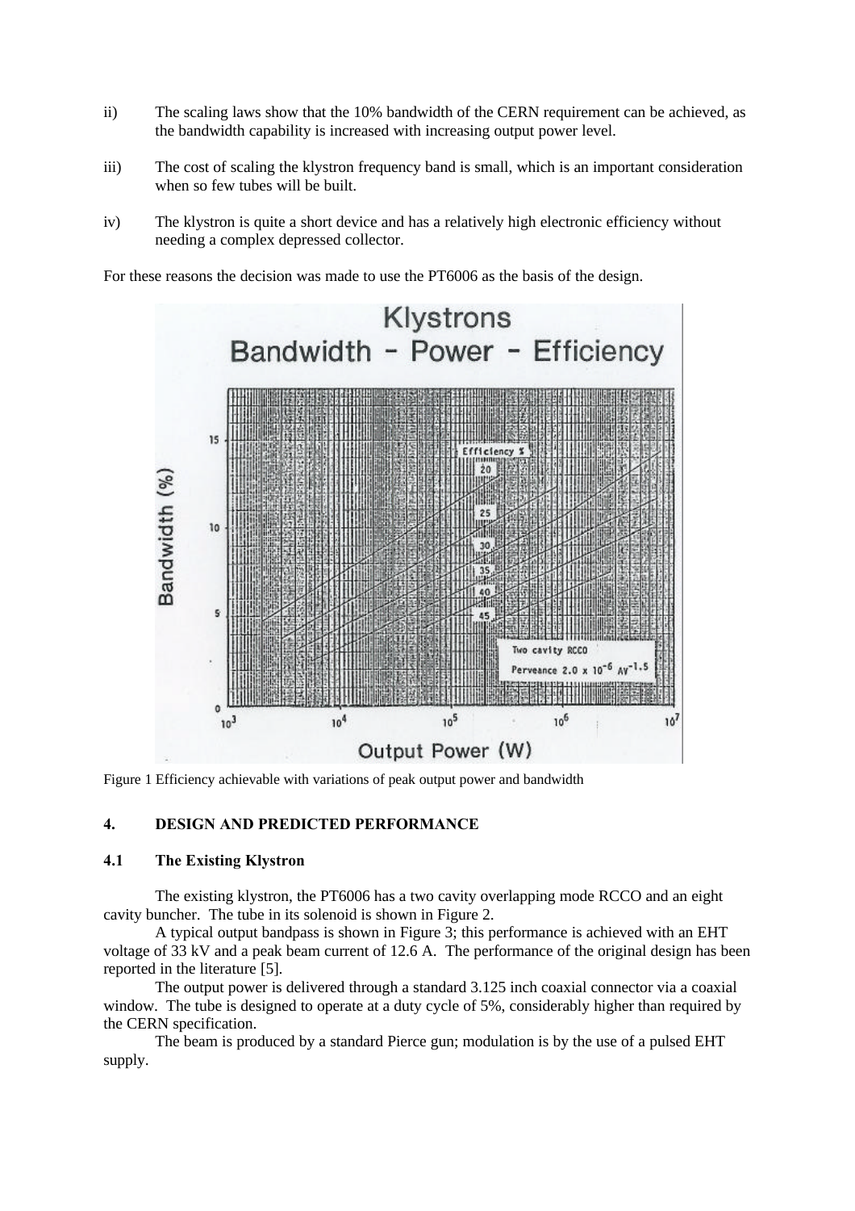ii) The scaling laws show that the 10% bandwidth of the CERN requirement can be achieved, as the bandwidth capability is increased with increasing output power level.

iii) The cost of scaling the klystron frequency band is small, which is an important consideration when so few tubes will be built.

iv) The klystron is quite a short device and has a relatively high electronic efficiency without needing a complex depressed collector.

For these reasons the decision was made to use the PT6006 as the basis of the design.

Figure 1 Efficiency achievable with variations of peak output power and bandwidth

## 4. DESIGN AND PREDICTED PERFORMANCE

### 4.1 The Existing Klystron

The existing klystron, the PT6006 has a two cavity overlapping mode RCCO and an eight cavity buncher. The tube in its solenoid is shown in Figure 2.

A typical output bandpass is shown in Figure 3; this performance is achieved with an EHT voltage of 33 kV and a peak beam current of 12.6 A. The performance of the original design has been reported in the literature [5].

The output power is delivered through a standard 3.125 inch coaxial connector via a coaxial window. The tube is designed to operate at a duty cycle of 5%, considerably higher than required by the CERN specification.

The beam is produced by a standard Pierce gun; modulation is by the use of a pulsed EHT supply.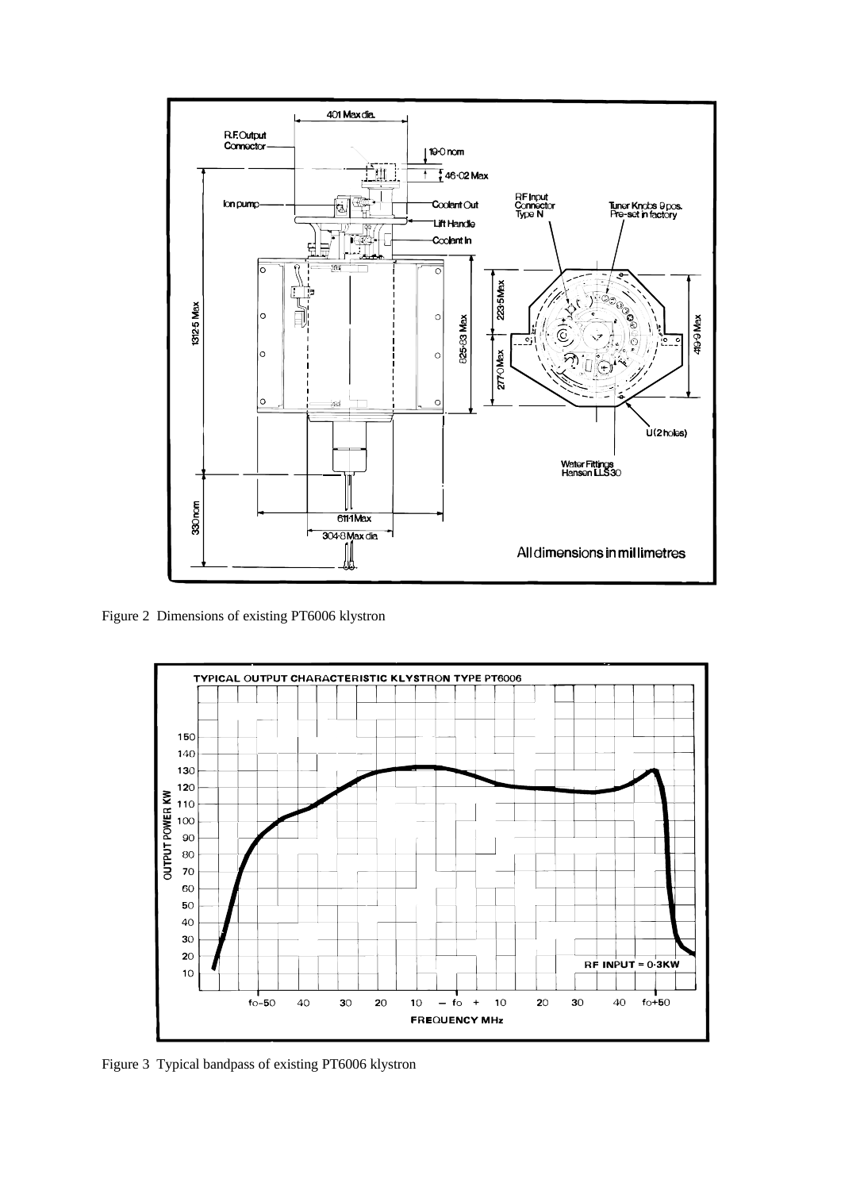Figure 2 Dimensions of existing PT6006 klystron

Figure 3 Typical bandpass of existing PT6006 klystron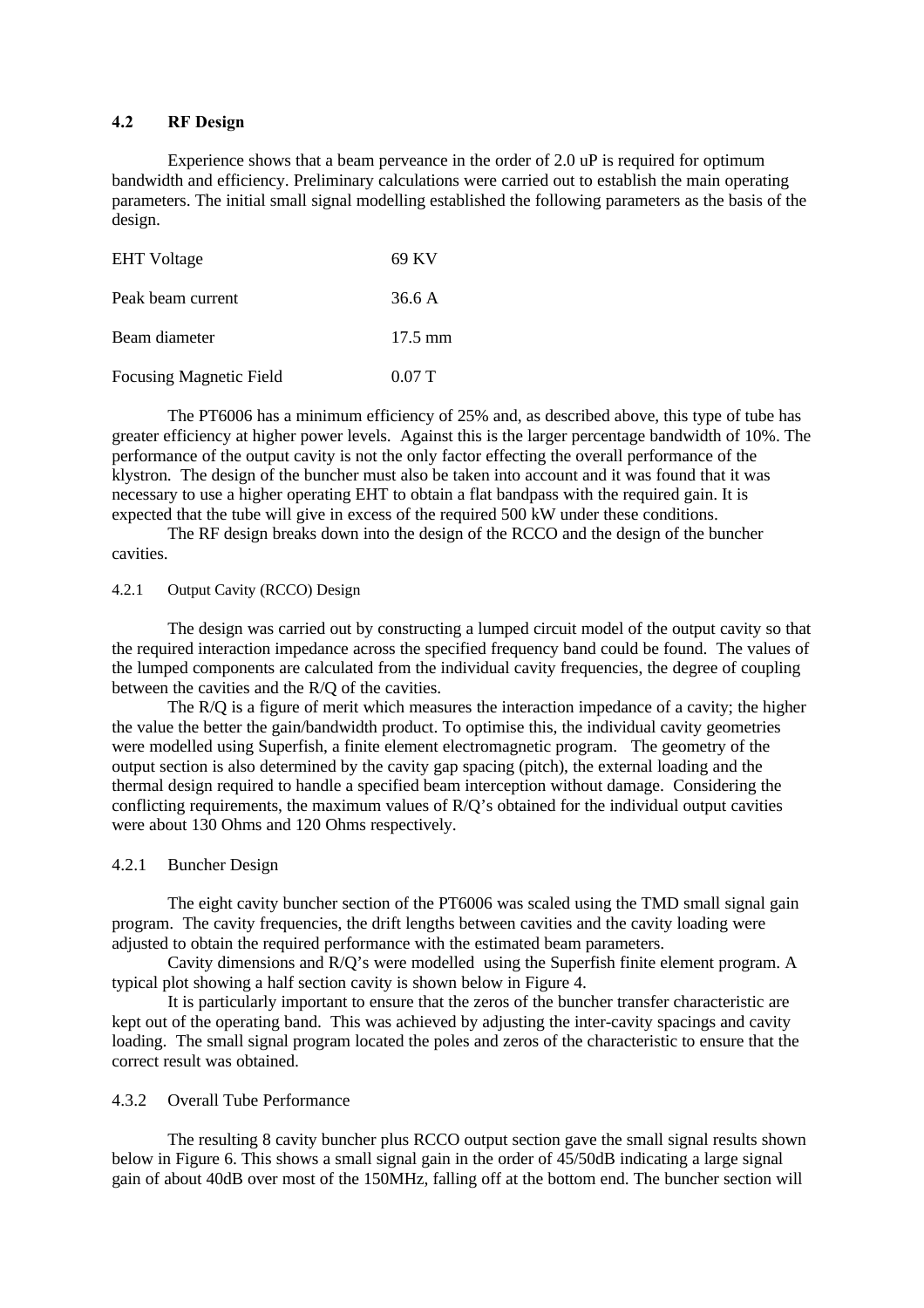## 4.2 RF Design

Experience shows that a beam perveance in the order of 2.0 uP is required for optimum bandwidth and efficiency. Preliminary calculations were carried out to establish the main operating parameters. The initial small signal modelling established the following parameters as the basis of the design.

| | |
|---|---|
| EHT Voltage | 69 KV |
| Peak beam current | 36.6 A |
| Beam diameter | 17.5 mm |
| Focusing Magnetic Field | 0.07 T |

The PT6006 has a minimum efficiency of 25% and, as described above, this type of tube has greater efficiency at higher power levels. Against this is the larger percentage bandwidth of 10%. The performance of the output cavity is not the only factor effecting the overall performance of the klystron. The design of the buncher must also be taken into account and it was found that it was necessary to use a higher operating EHT to obtain a flat bandpass with the required gain. It is expected that the tube will give in excess of the required 500 kW under these conditions.

The RF design breaks down into the design of the RCCO and the design of the buncher cavities.

### 4.2.1 Output Cavity (RCCO) Design

The design was carried out by constructing a lumped circuit model of the output cavity so that the required interaction impedance across the specified frequency band could be found. The values of the lumped components are calculated from the individual cavity frequencies, the degree of coupling between the cavities and the R/Q of the cavities.

The R/Q is a figure of merit which measures the interaction impedance of a cavity; the higher the value the better the gain/bandwidth product. To optimise this, the individual cavity geometries were modelled using Superfish, a finite element electromagnetic program. The geometry of the output section is also determined by the cavity gap spacing (pitch), the external loading and the thermal design required to handle a specified beam interception without damage. Considering the conflicting requirements, the maximum values of R/Q's obtained for the individual output cavities were about 130 Ohms and 120 Ohms respectively.

### 4.2.1 Buncher Design

The eight cavity buncher section of the PT6006 was scaled using the TMD small signal gain program. The cavity frequencies, the drift lengths between cavities and the cavity loading were adjusted to obtain the required performance with the estimated beam parameters.

Cavity dimensions and R/Q's were modelled using the Superfish finite element program. A typical plot showing a half section cavity is shown below in Figure 4.

It is particularly important to ensure that the zeros of the buncher transfer characteristic are kept out of the operating band. This was achieved by adjusting the inter-cavity spacings and cavity loading. The small signal program located the poles and zeros of the characteristic to ensure that the correct result was obtained.

### 4.3.2 Overall Tube Performance

The resulting 8 cavity buncher plus RCCO output section gave the small signal results shown below in Figure 6. This shows a small signal gain in the order of 45/50dB indicating a large signal gain of about 40dB over most of the 150MHz, falling off at the bottom end. The buncher section will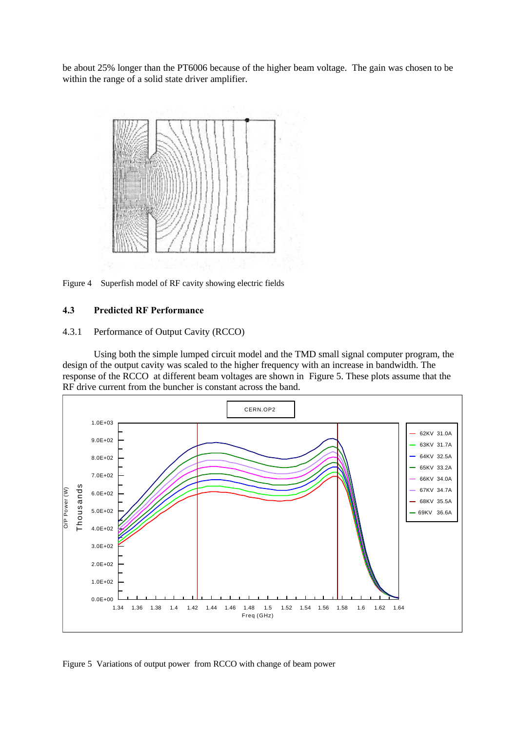be about 25% longer than the PT6006 because of the higher beam voltage. The gain was chosen to be within the range of a solid state driver amplifier.

Figure 4 Superfish model of RF cavity showing electric fields

### 4.3 Predicted RF Performance

#### 4.3.1 Performance of Output Cavity (RCCO)

Using both the simple lumped circuit model and the TMD small signal computer program, the design of the output cavity was scaled to the higher frequency with an increase in bandwidth. The response of the RCCO at different beam voltages are shown in Figure 5. These plots assume that the RF drive current from the buncher is constant across the band.

Figure 5 Variations of output power from RCCO with change of beam power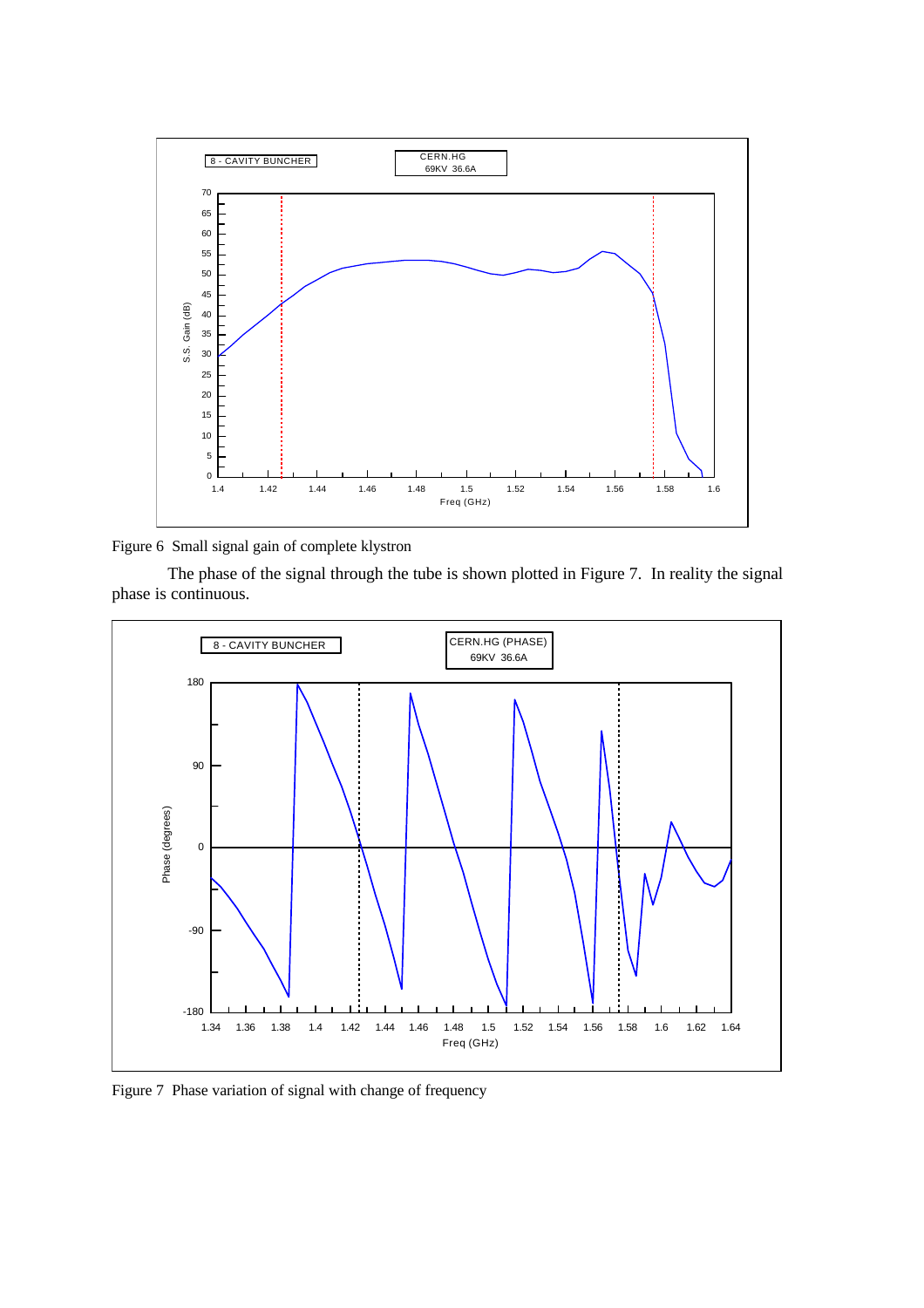Figure 6  Small signal gain of complete klystron

The phase of the signal through the tube is shown plotted in Figure 7.  In reality the signal phase is continuous.

Figure 7  Phase variation of signal with change of frequency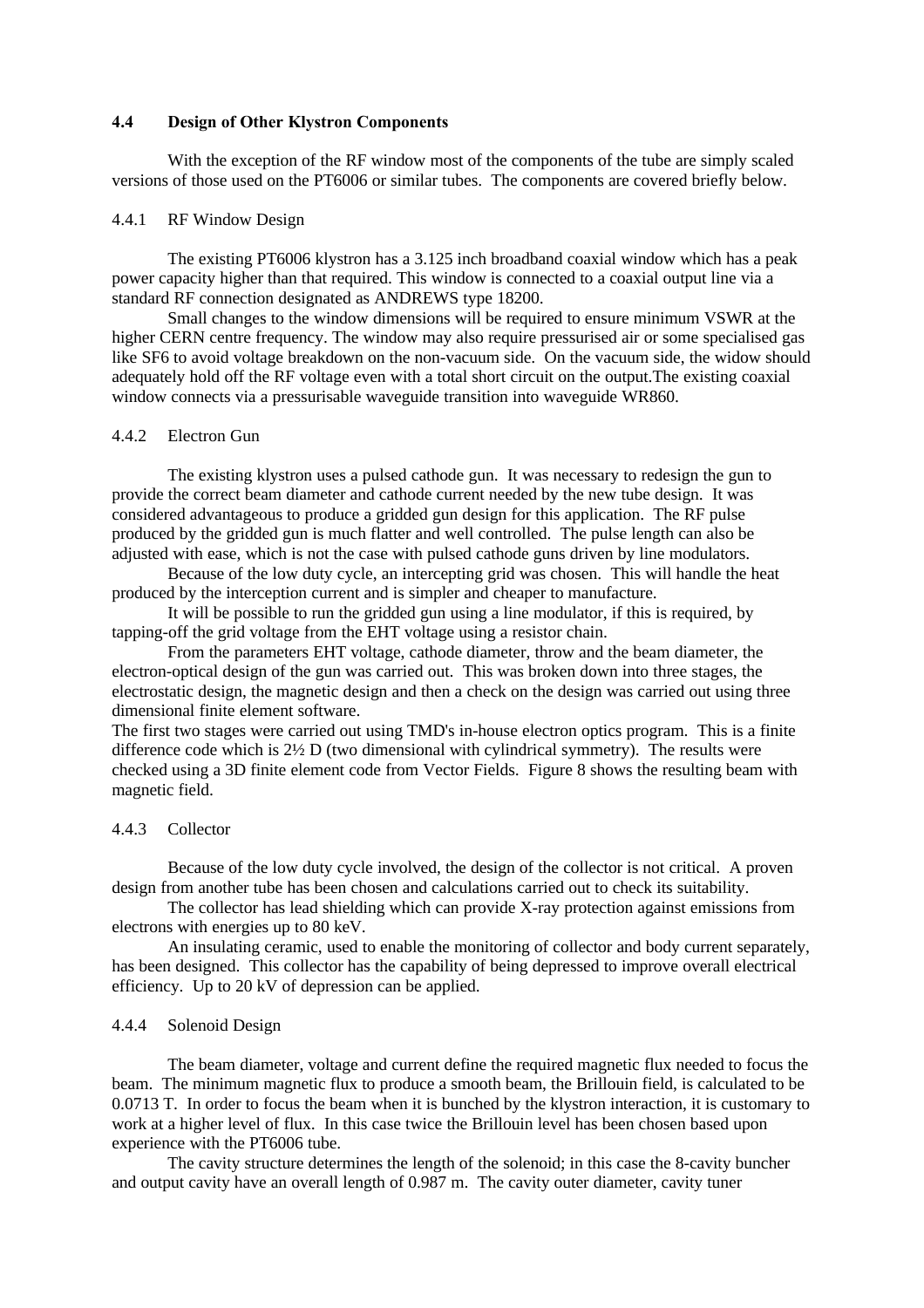### 4.4 Design of Other Klystron Components

With the exception of the RF window most of the components of the tube are simply scaled versions of those used on the PT6006 or similar tubes. The components are covered briefly below.

#### 4.4.1 RF Window Design

The existing PT6006 klystron has a 3.125 inch broadband coaxial window which has a peak power capacity higher than that required. This window is connected to a coaxial output line via a standard RF connection designated as ANDREWS type 18200.

Small changes to the window dimensions will be required to ensure minimum VSWR at the higher CERN centre frequency. The window may also require pressurised air or some specialised gas like SF6 to avoid voltage breakdown on the non-vacuum side. On the vacuum side, the widow should adequately hold off the RF voltage even with a total short circuit on the output.The existing coaxial window connects via a pressurisable waveguide transition into waveguide WR860.

#### 4.4.2 Electron Gun

The existing klystron uses a pulsed cathode gun. It was necessary to redesign the gun to provide the correct beam diameter and cathode current needed by the new tube design. It was considered advantageous to produce a gridded gun design for this application. The RF pulse produced by the gridded gun is much flatter and well controlled. The pulse length can also be adjusted with ease, which is not the case with pulsed cathode guns driven by line modulators.

Because of the low duty cycle, an intercepting grid was chosen. This will handle the heat produced by the interception current and is simpler and cheaper to manufacture.

It will be possible to run the gridded gun using a line modulator, if this is required, by tapping-off the grid voltage from the EHT voltage using a resistor chain.

From the parameters EHT voltage, cathode diameter, throw and the beam diameter, the electron-optical design of the gun was carried out. This was broken down into three stages, the electrostatic design, the magnetic design and then a check on the design was carried out using three dimensional finite element software.

The first two stages were carried out using TMD's in-house electron optics program. This is a finite difference code which is 2½ D (two dimensional with cylindrical symmetry). The results were checked using a 3D finite element code from Vector Fields. Figure 8 shows the resulting beam with magnetic field.

#### 4.4.3 Collector

Because of the low duty cycle involved, the design of the collector is not critical. A proven design from another tube has been chosen and calculations carried out to check its suitability.

The collector has lead shielding which can provide X-ray protection against emissions from electrons with energies up to 80 keV.

An insulating ceramic, used to enable the monitoring of collector and body current separately, has been designed. This collector has the capability of being depressed to improve overall electrical efficiency. Up to 20 kV of depression can be applied.

#### 4.4.4 Solenoid Design

The beam diameter, voltage and current define the required magnetic flux needed to focus the beam. The minimum magnetic flux to produce a smooth beam, the Brillouin field, is calculated to be 0.0713 T. In order to focus the beam when it is bunched by the klystron interaction, it is customary to work at a higher level of flux. In this case twice the Brillouin level has been chosen based upon experience with the PT6006 tube.

The cavity structure determines the length of the solenoid; in this case the 8-cavity buncher and output cavity have an overall length of 0.987 m. The cavity outer diameter, cavity tuner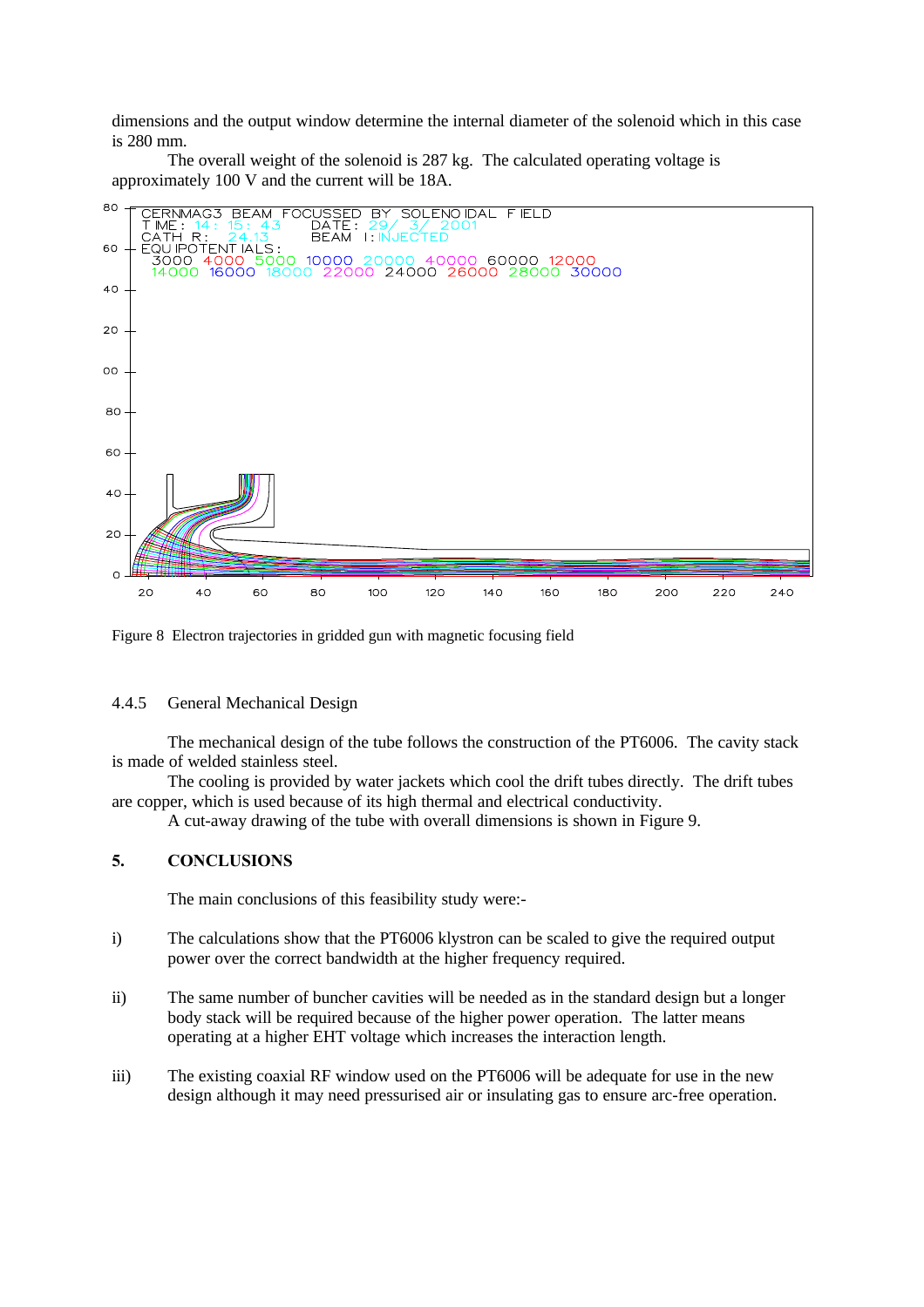dimensions and the output window determine the internal diameter of the solenoid which in this case is 280 mm.

The overall weight of the solenoid is 287 kg. The calculated operating voltage is approximately 100 V and the current will be 18A.

Figure 8 Electron trajectories in gridded gun with magnetic focusing field

### 4.4.5 General Mechanical Design

The mechanical design of the tube follows the construction of the PT6006. The cavity stack is made of welded stainless steel.

The cooling is provided by water jackets which cool the drift tubes directly. The drift tubes are copper, which is used because of its high thermal and electrical conductivity.

A cut-away drawing of the tube with overall dimensions is shown in Figure 9.

## 5. CONCLUSIONS

The main conclusions of this feasibility study were:-

i) The calculations show that the PT6006 klystron can be scaled to give the required output power over the correct bandwidth at the higher frequency required.

ii) The same number of buncher cavities will be needed as in the standard design but a longer body stack will be required because of the higher power operation. The latter means operating at a higher EHT voltage which increases the interaction length.

iii) The existing coaxial RF window used on the PT6006 will be adequate for use in the new design although it may need pressurised air or insulating gas to ensure arc-free operation.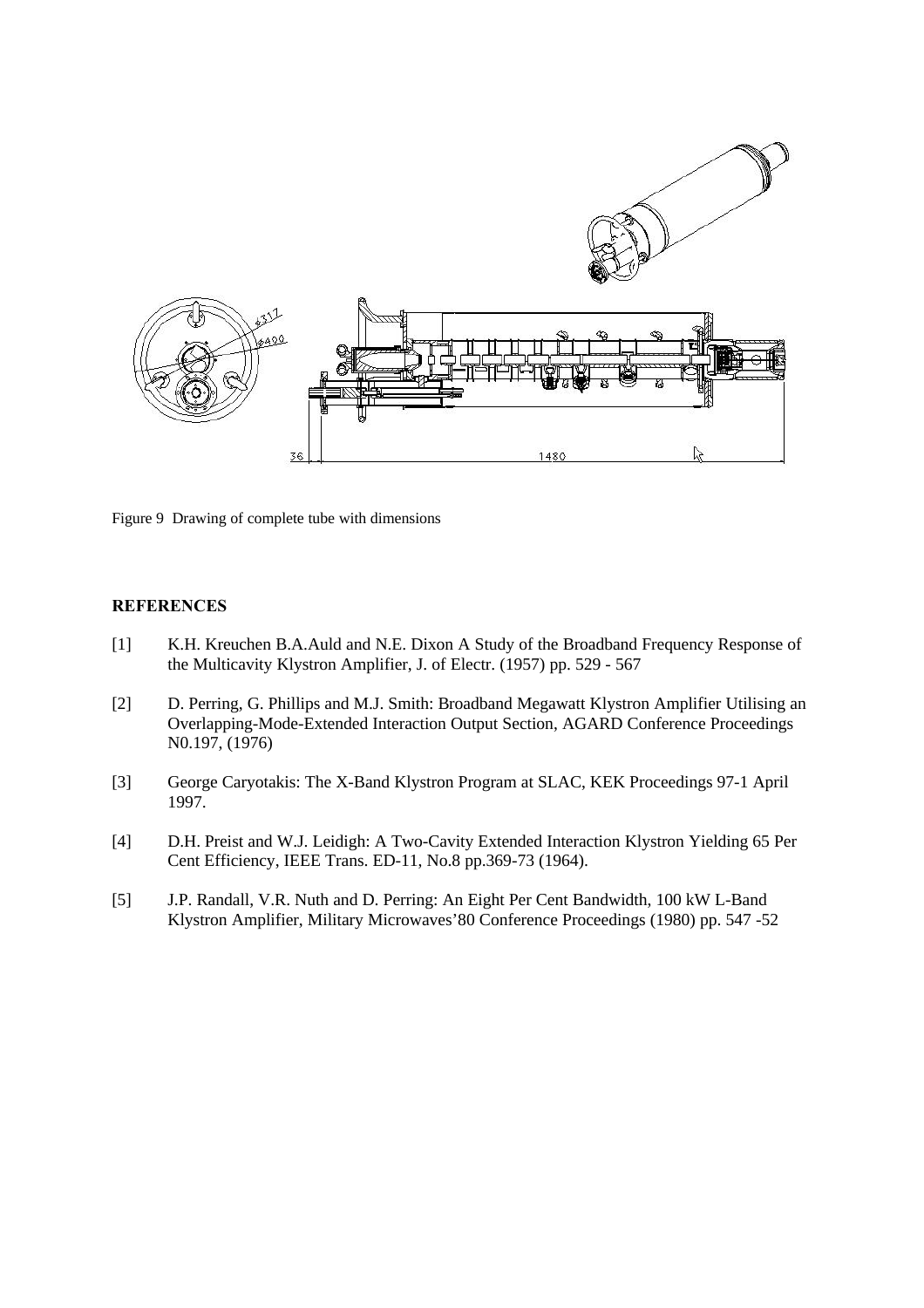ϕ317

ϕ400

36

1480

Figure 9 Drawing of complete tube with dimensions

**REFERENCES**

[1] K.H. Kreuchen B.A.Auld and N.E. Dixon A Study of the Broadband Frequency Response of the Multicavity Klystron Amplifier, J. of Electr. (1957) pp. 529 - 567

[2] D. Perring, G. Phillips and M.J. Smith: Broadband Megawatt Klystron Amplifier Utilising an Overlapping-Mode-Extended Interaction Output Section, AGARD Conference Proceedings N0.197, (1976)

[3] George Caryotakis: The X-Band Klystron Program at SLAC, KEK Proceedings 97-1 April 1997.

[4] D.H. Preist and W.J. Leidigh: A Two-Cavity Extended Interaction Klystron Yielding 65 Per Cent Efficiency, IEEE Trans. ED-11, No.8 pp.369-73 (1964).

[5] J.P. Randall, V.R. Nuth and D. Perring: An Eight Per Cent Bandwidth, 100 kW L-Band Klystron Amplifier, Military Microwaves'80 Conference Proceedings (1980) pp. 547 -52